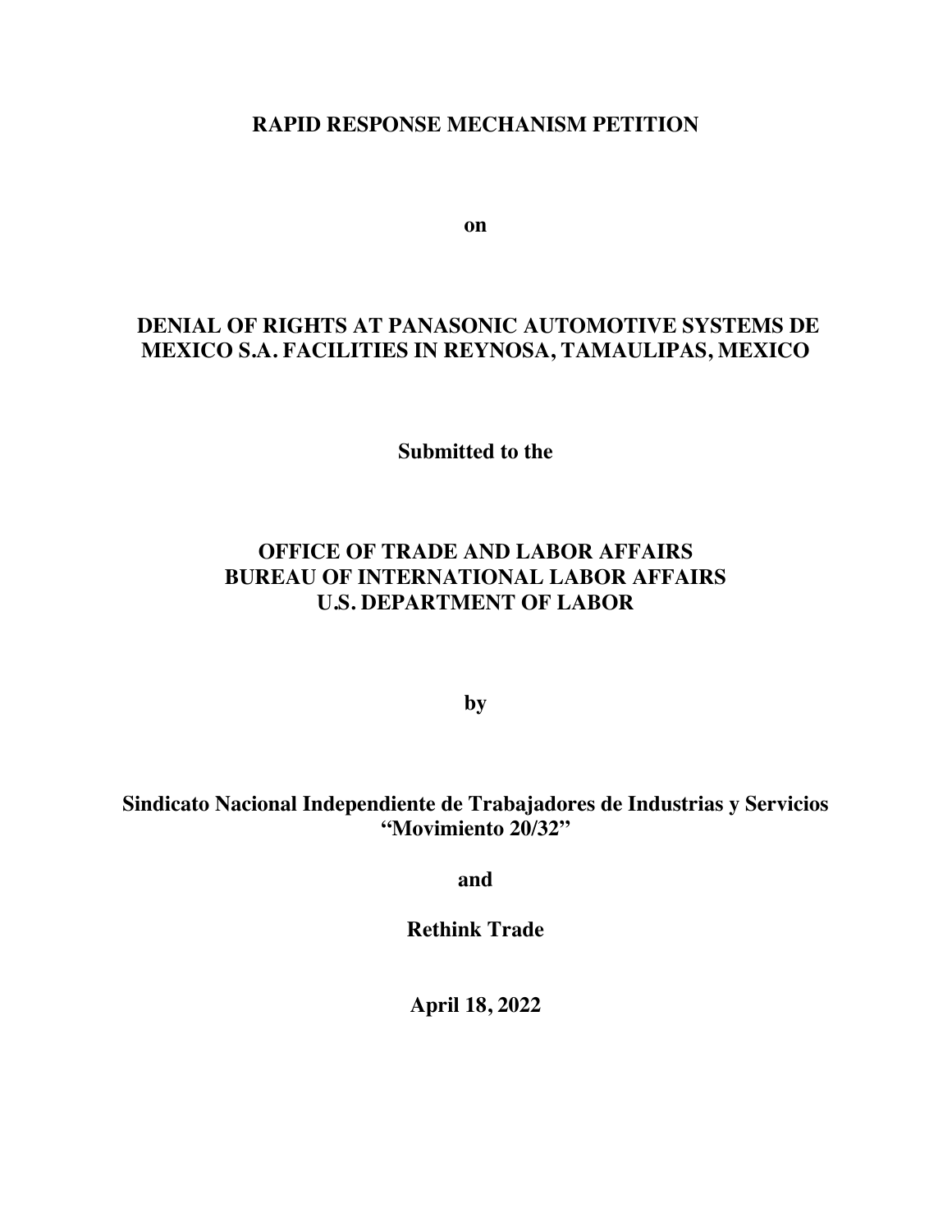# RAPID RESPONSE MECHANISM PETITION

**on**

## DENIAL OF RIGHTS AT PANASONIC AUTOMOTIVE SYSTEMS DE MEXICO S.A. FACILITIES IN REYNOSA, TAMAULIPAS, MEXICO

**Submitted to the**

**OFFICE OF TRADE AND LABOR AFFAIRS**
**BUREAU OF INTERNATIONAL LABOR AFFAIRS**
**U.S. DEPARTMENT OF LABOR**

**by**

**Sindicato Nacional Independiente de Trabajadores de Industrias y Servicios "Movimiento 20/32"**

**and**

**Rethink Trade**

**April 18, 2022**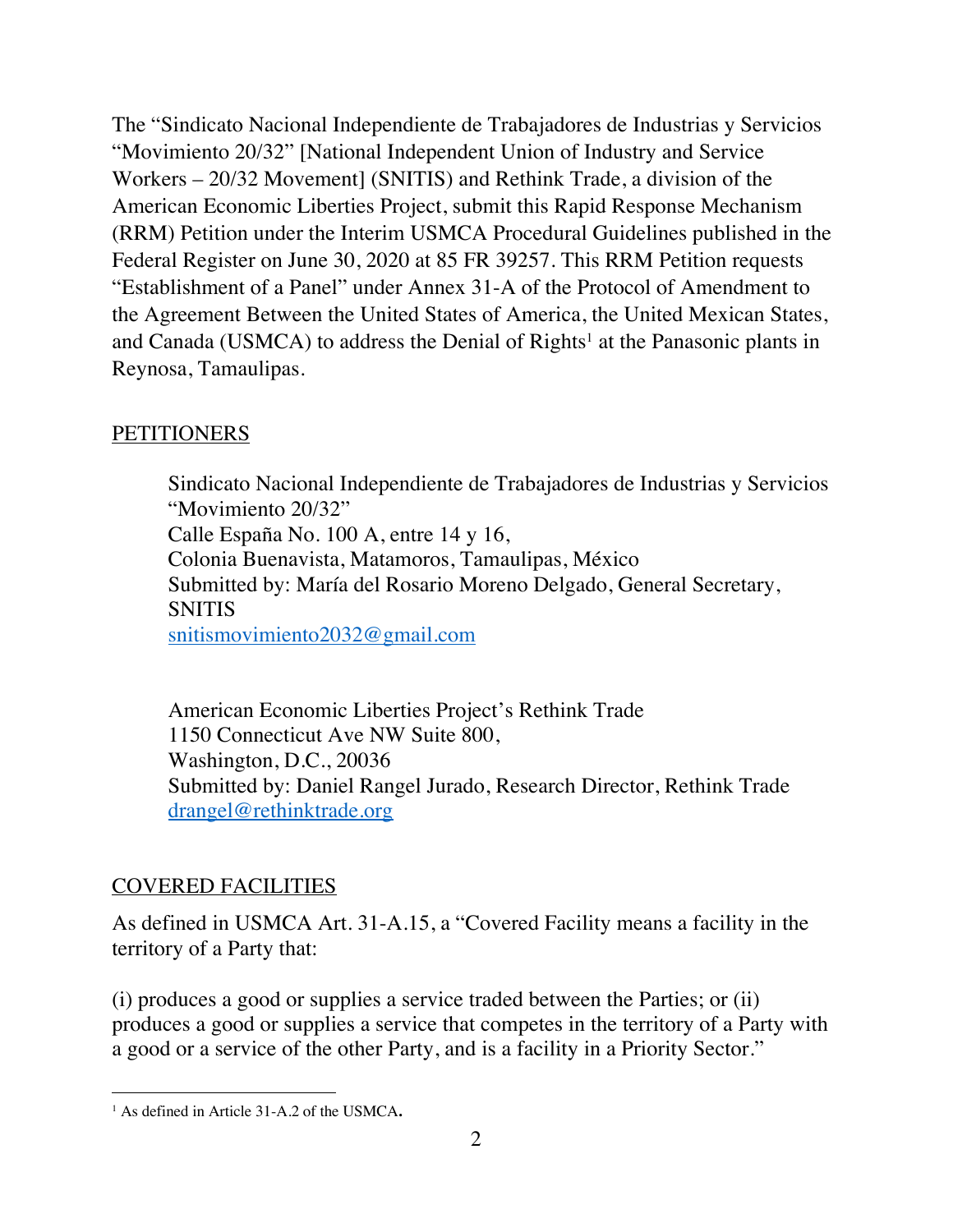The "Sindicato Nacional Independiente de Trabajadores de Industrias y Servicios "Movimiento 20/32" [National Independent Union of Industry and Service Workers – 20/32 Movement] (SNITIS) and Rethink Trade, a division of the American Economic Liberties Project, submit this Rapid Response Mechanism (RRM) Petition under the Interim USMCA Procedural Guidelines published in the Federal Register on June 30, 2020 at 85 FR 39257. This RRM Petition requests "Establishment of a Panel" under Annex 31-A of the Protocol of Amendment to the Agreement Between the United States of America, the United Mexican States, and Canada (USMCA) to address the Denial of Rights[1] at the Panasonic plants in Reynosa, Tamaulipas.

## PETITIONERS

Sindicato Nacional Independiente de Trabajadores de Industrias y Servicios "Movimiento 20/32"
Calle España No. 100 A, entre 14 y 16,
Colonia Buenavista, Matamoros, Tamaulipas, México
Submitted by: María del Rosario Moreno Delgado, General Secretary, SNITIS
snitismovimiento2032@gmail.com

American Economic Liberties Project's Rethink Trade
1150 Connecticut Ave NW Suite 800,
Washington, D.C., 20036
Submitted by: Daniel Rangel Jurado, Research Director, Rethink Trade
drangel@rethinktrade.org

## COVERED FACILITIES

As defined in USMCA Art. 31-A.15, a "Covered Facility means a facility in the territory of a Party that:

(i) produces a good or supplies a service traded between the Parties; or (ii) produces a good or supplies a service that competes in the territory of a Party with a good or a service of the other Party, and is a facility in a Priority Sector."

---

[1] As defined in Article 31-A.2 of the USMCA.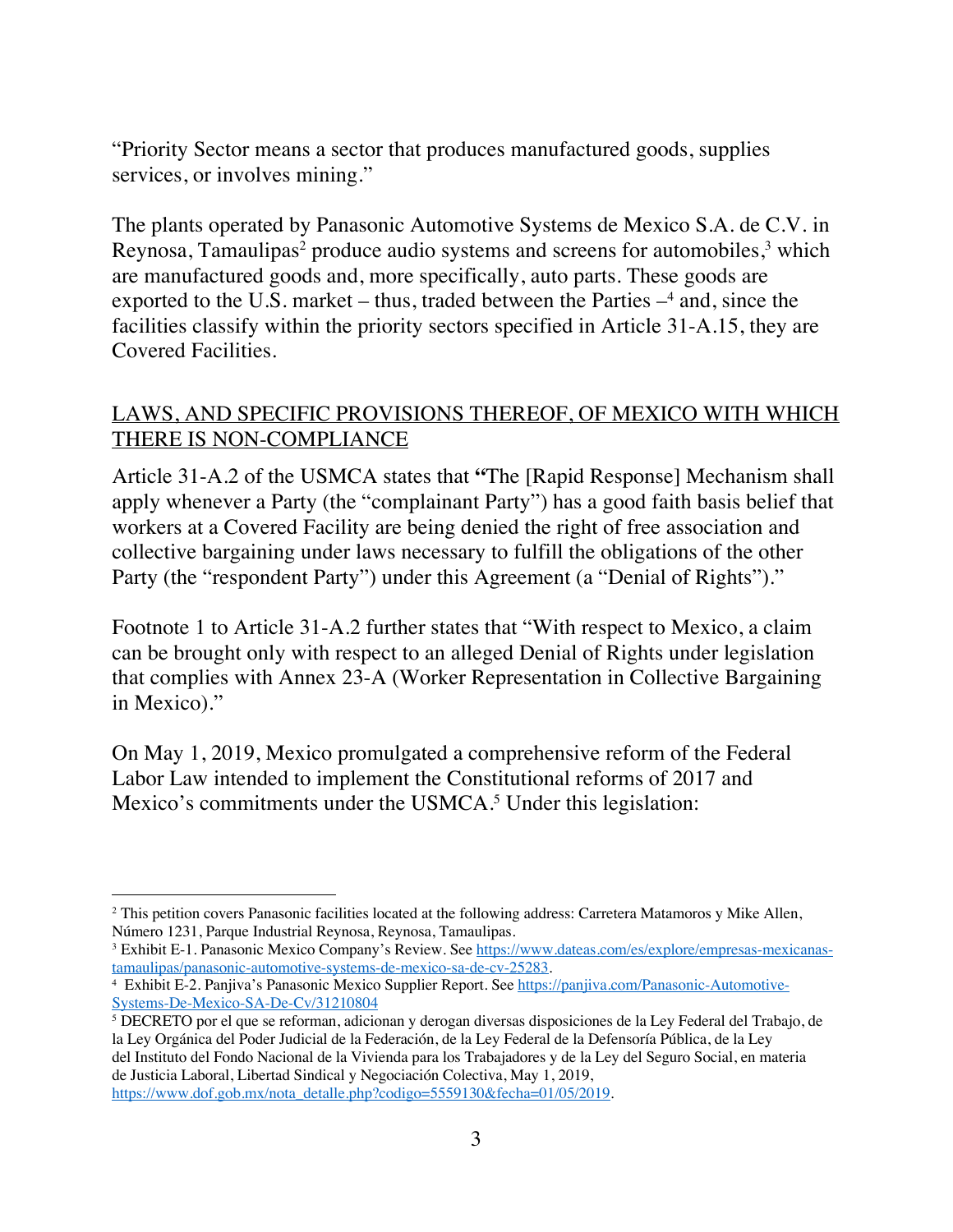"Priority Sector means a sector that produces manufactured goods, supplies services, or involves mining."

The plants operated by Panasonic Automotive Systems de Mexico S.A. de C.V. in Reynosa, Tamaulipas[2] produce audio systems and screens for automobiles,[3] which are manufactured goods and, more specifically, auto parts. These goods are exported to the U.S. market – thus, traded between the Parties –[4] and, since the facilities classify within the priority sectors specified in Article 31-A.15, they are Covered Facilities.

## LAWS, AND SPECIFIC PROVISIONS THEREOF, OF MEXICO WITH WHICH THERE IS NON-COMPLIANCE

Article 31-A.2 of the USMCA states that **"**The [Rapid Response] Mechanism shall apply whenever a Party (the "complainant Party") has a good faith basis belief that workers at a Covered Facility are being denied the right of free association and collective bargaining under laws necessary to fulfill the obligations of the other Party (the "respondent Party") under this Agreement (a "Denial of Rights")."

Footnote 1 to Article 31-A.2 further states that "With respect to Mexico, a claim can be brought only with respect to an alleged Denial of Rights under legislation that complies with Annex 23-A (Worker Representation in Collective Bargaining in Mexico)."

On May 1, 2019, Mexico promulgated a comprehensive reform of the Federal Labor Law intended to implement the Constitutional reforms of 2017 and Mexico's commitments under the USMCA.[5] Under this legislation:

---

[2] This petition covers Panasonic facilities located at the following address: Carretera Matamoros y Mike Allen, Número 1231, Parque Industrial Reynosa, Reynosa, Tamaulipas.

[3] Exhibit E-1. Panasonic Mexico Company's Review. See https://www.dateas.com/es/explore/empresas-mexicanas-tamaulipas/panasonic-automotive-systems-de-mexico-sa-de-cv-25283.

[4] Exhibit E-2. Panjiva's Panasonic Mexico Supplier Report. See https://panjiva.com/Panasonic-Automotive-Systems-De-Mexico-SA-De-Cv/31210804

[5] DECRETO por el que se reforman, adicionan y derogan diversas disposiciones de la Ley Federal del Trabajo, de la Ley Orgánica del Poder Judicial de la Federación, de la Ley Federal de la Defensoría Pública, de la Ley del Instituto del Fondo Nacional de la Vivienda para los Trabajadores y de la Ley del Seguro Social, en materia de Justicia Laboral, Libertad Sindical y Negociación Colectiva, May 1, 2019, https://www.dof.gob.mx/nota_detalle.php?codigo=5559130&fecha=01/05/2019.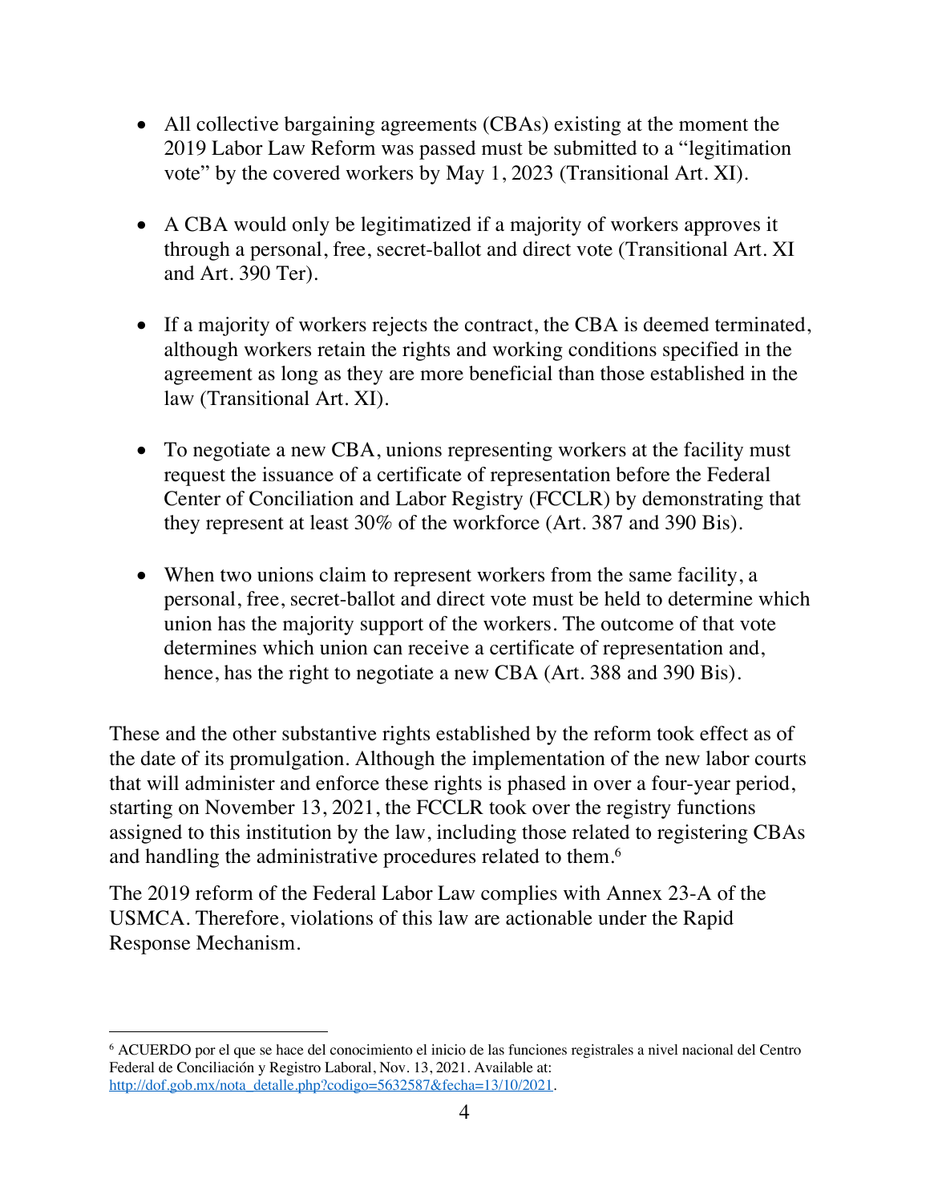- All collective bargaining agreements (CBAs) existing at the moment the 2019 Labor Law Reform was passed must be submitted to a "legitimation vote" by the covered workers by May 1, 2023 (Transitional Art. XI).

- A CBA would only be legitimatized if a majority of workers approves it through a personal, free, secret-ballot and direct vote (Transitional Art. XI and Art. 390 Ter).

- If a majority of workers rejects the contract, the CBA is deemed terminated, although workers retain the rights and working conditions specified in the agreement as long as they are more beneficial than those established in the law (Transitional Art. XI).

- To negotiate a new CBA, unions representing workers at the facility must request the issuance of a certificate of representation before the Federal Center of Conciliation and Labor Registry (FCCLR) by demonstrating that they represent at least 30% of the workforce (Art. 387 and 390 Bis).

- When two unions claim to represent workers from the same facility, a personal, free, secret-ballot and direct vote must be held to determine which union has the majority support of the workers. The outcome of that vote determines which union can receive a certificate of representation and, hence, has the right to negotiate a new CBA (Art. 388 and 390 Bis).

These and the other substantive rights established by the reform took effect as of the date of its promulgation. Although the implementation of the new labor courts that will administer and enforce these rights is phased in over a four-year period, starting on November 13, 2021, the FCCLR took over the registry functions assigned to this institution by the law, including those related to registering CBAs and handling the administrative procedures related to them.[6]

The 2019 reform of the Federal Labor Law complies with Annex 23-A of the USMCA. Therefore, violations of this law are actionable under the Rapid Response Mechanism.

---

[6] ACUERDO por el que se hace del conocimiento el inicio de las funciones registrales a nivel nacional del Centro Federal de Conciliación y Registro Laboral, Nov. 13, 2021. Available at: http://dof.gob.mx/nota_detalle.php?codigo=5632587&fecha=13/10/2021.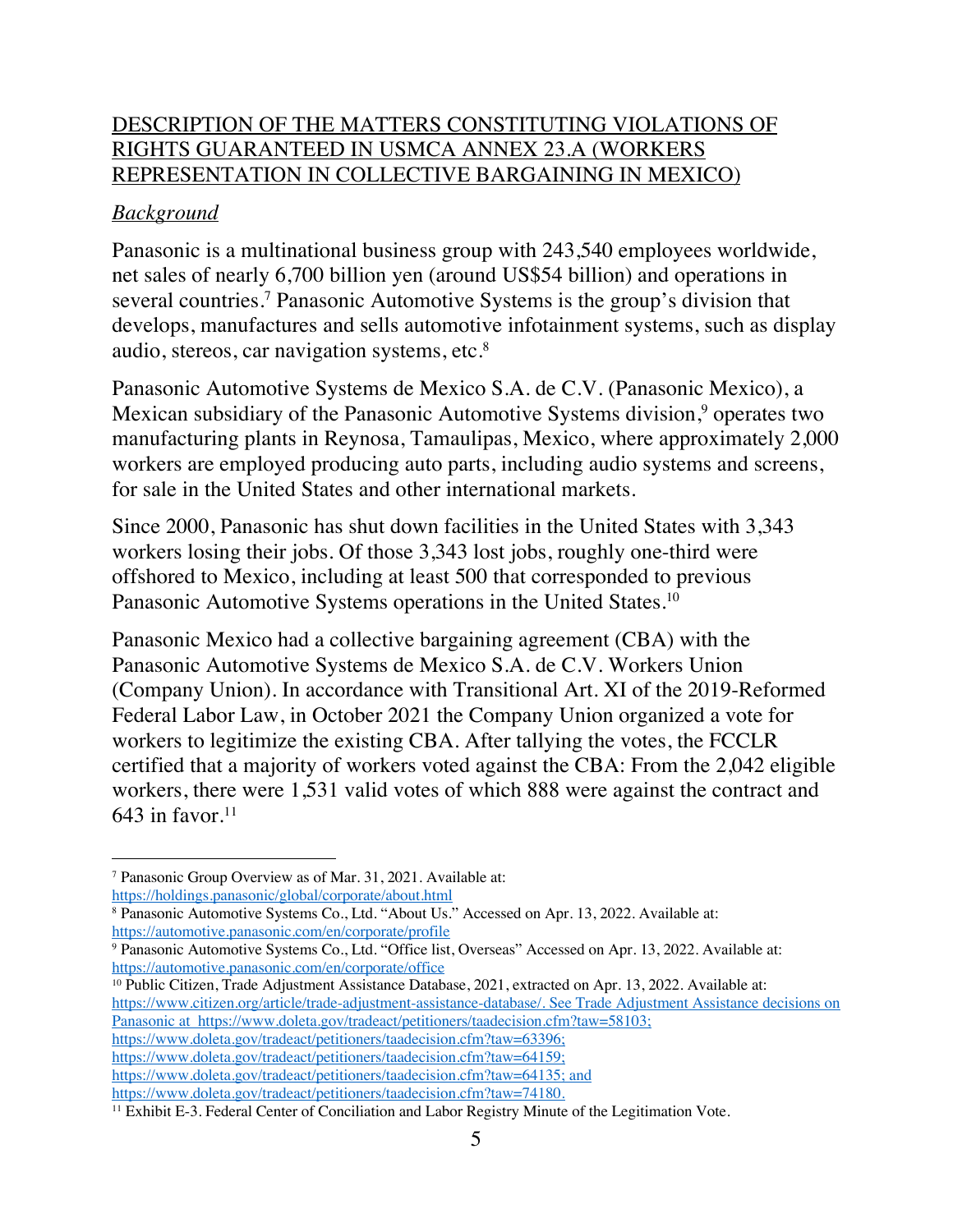## DESCRIPTION OF THE MATTERS CONSTITUTING VIOLATIONS OF RIGHTS GUARANTEED IN USMCA ANNEX 23.A (WORKERS REPRESENTATION IN COLLECTIVE BARGAINING IN MEXICO)

### *Background*

Panasonic is a multinational business group with 243,540 employees worldwide, net sales of nearly 6,700 billion yen (around US$54 billion) and operations in several countries.[7] Panasonic Automotive Systems is the group's division that develops, manufactures and sells automotive infotainment systems, such as display audio, stereos, car navigation systems, etc.[8]

Panasonic Automotive Systems de Mexico S.A. de C.V. (Panasonic Mexico), a Mexican subsidiary of the Panasonic Automotive Systems division,[9] operates two manufacturing plants in Reynosa, Tamaulipas, Mexico, where approximately 2,000 workers are employed producing auto parts, including audio systems and screens, for sale in the United States and other international markets.

Since 2000, Panasonic has shut down facilities in the United States with 3,343 workers losing their jobs. Of those 3,343 lost jobs, roughly one-third were offshored to Mexico, including at least 500 that corresponded to previous Panasonic Automotive Systems operations in the United States.[10]

Panasonic Mexico had a collective bargaining agreement (CBA) with the Panasonic Automotive Systems de Mexico S.A. de C.V. Workers Union (Company Union). In accordance with Transitional Art. XI of the 2019-Reformed Federal Labor Law, in October 2021 the Company Union organized a vote for workers to legitimize the existing CBA. After tallying the votes, the FCCLR certified that a majority of workers voted against the CBA: From the 2,042 eligible workers, there were 1,531 valid votes of which 888 were against the contract and 643 in favor.[11]

---

[7] Panasonic Group Overview as of Mar. 31, 2021. Available at: https://holdings.panasonic/global/corporate/about.html

[8] Panasonic Automotive Systems Co., Ltd. "About Us." Accessed on Apr. 13, 2022. Available at: https://automotive.panasonic.com/en/corporate/profile

[9] Panasonic Automotive Systems Co., Ltd. "Office list, Overseas" Accessed on Apr. 13, 2022. Available at: https://automotive.panasonic.com/en/corporate/office

[10] Public Citizen, Trade Adjustment Assistance Database, 2021, extracted on Apr. 13, 2022. Available at: https://www.citizen.org/article/trade-adjustment-assistance-database/. See Trade Adjustment Assistance decisions on Panasonic at https://www.doleta.gov/tradeact/petitioners/taadecision.cfm?taw=58103; https://www.doleta.gov/tradeact/petitioners/taadecision.cfm?taw=63396; https://www.doleta.gov/tradeact/petitioners/taadecision.cfm?taw=64159; https://www.doleta.gov/tradeact/petitioners/taadecision.cfm?taw=64135; and https://www.doleta.gov/tradeact/petitioners/taadecision.cfm?taw=74180.

[11] Exhibit E-3. Federal Center of Conciliation and Labor Registry Minute of the Legitimation Vote.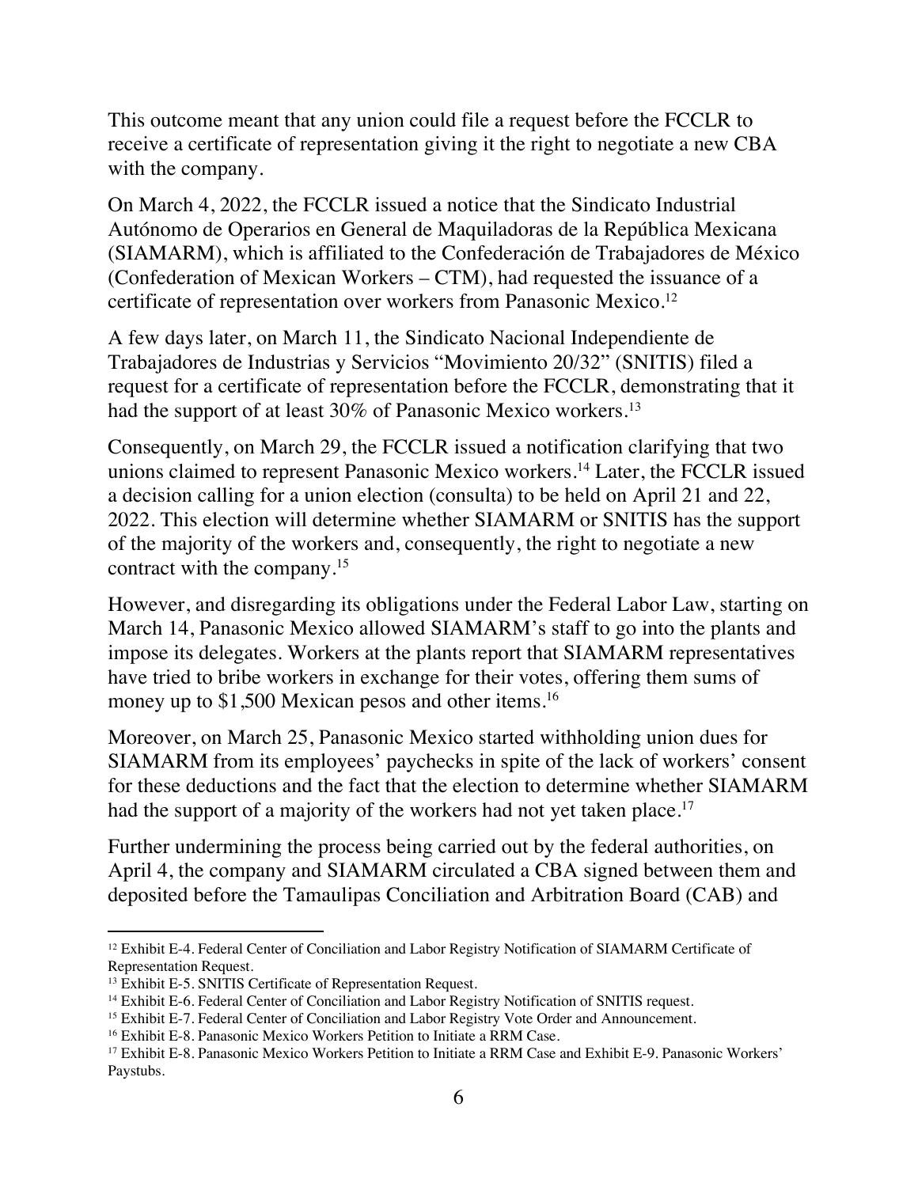This outcome meant that any union could file a request before the FCCLR to receive a certificate of representation giving it the right to negotiate a new CBA with the company.

On March 4, 2022, the FCCLR issued a notice that the Sindicato Industrial Autónomo de Operarios en General de Maquiladoras de la República Mexicana (SIAMARM), which is affiliated to the Confederación de Trabajadores de México (Confederation of Mexican Workers – CTM), had requested the issuance of a certificate of representation over workers from Panasonic Mexico.[12]

A few days later, on March 11, the Sindicato Nacional Independiente de Trabajadores de Industrias y Servicios "Movimiento 20/32" (SNITIS) filed a request for a certificate of representation before the FCCLR, demonstrating that it had the support of at least 30% of Panasonic Mexico workers.[13]

Consequently, on March 29, the FCCLR issued a notification clarifying that two unions claimed to represent Panasonic Mexico workers.[14] Later, the FCCLR issued a decision calling for a union election (consulta) to be held on April 21 and 22, 2022. This election will determine whether SIAMARM or SNITIS has the support of the majority of the workers and, consequently, the right to negotiate a new contract with the company.[15]

However, and disregarding its obligations under the Federal Labor Law, starting on March 14, Panasonic Mexico allowed SIAMARM's staff to go into the plants and impose its delegates. Workers at the plants report that SIAMARM representatives have tried to bribe workers in exchange for their votes, offering them sums of money up to $1,500 Mexican pesos and other items.[16]

Moreover, on March 25, Panasonic Mexico started withholding union dues for SIAMARM from its employees' paychecks in spite of the lack of workers' consent for these deductions and the fact that the election to determine whether SIAMARM had the support of a majority of the workers had not yet taken place.[17]

Further undermining the process being carried out by the federal authorities, on April 4, the company and SIAMARM circulated a CBA signed between them and deposited before the Tamaulipas Conciliation and Arbitration Board (CAB) and

---

[12] Exhibit E-4. Federal Center of Conciliation and Labor Registry Notification of SIAMARM Certificate of Representation Request.

[13] Exhibit E-5. SNITIS Certificate of Representation Request.

[14] Exhibit E-6. Federal Center of Conciliation and Labor Registry Notification of SNITIS request.

[15] Exhibit E-7. Federal Center of Conciliation and Labor Registry Vote Order and Announcement.

[16] Exhibit E-8. Panasonic Mexico Workers Petition to Initiate a RRM Case.

[17] Exhibit E-8. Panasonic Mexico Workers Petition to Initiate a RRM Case and Exhibit E-9. Panasonic Workers' Paystubs.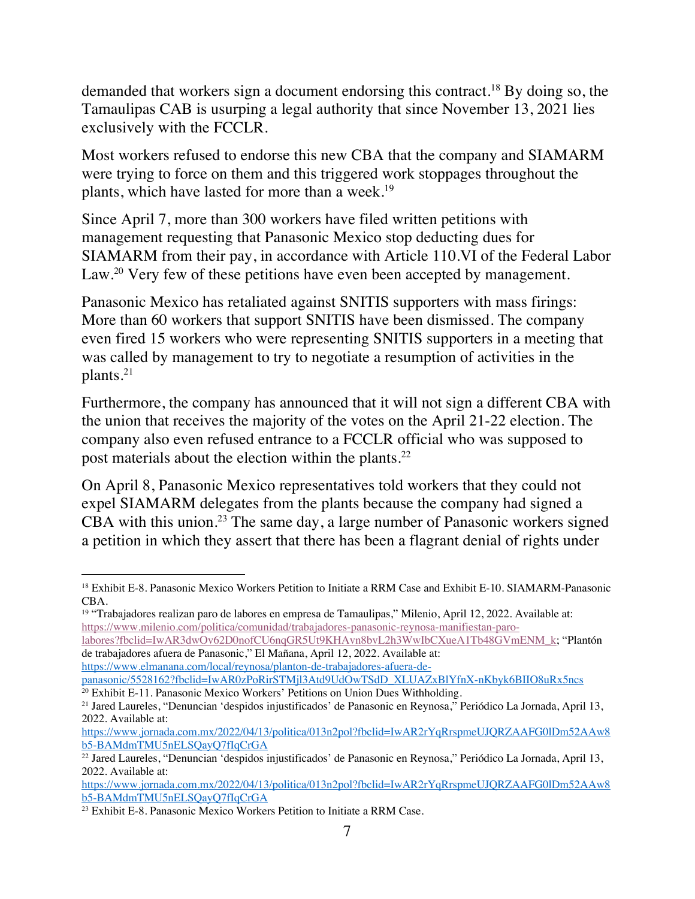demanded that workers sign a document endorsing this contract.[18] By doing so, the Tamaulipas CAB is usurping a legal authority that since November 13, 2021 lies exclusively with the FCCLR.

Most workers refused to endorse this new CBA that the company and SIAMARM were trying to force on them and this triggered work stoppages throughout the plants, which have lasted for more than a week.[19]

Since April 7, more than 300 workers have filed written petitions with management requesting that Panasonic Mexico stop deducting dues for SIAMARM from their pay, in accordance with Article 110.VI of the Federal Labor Law.[20] Very few of these petitions have even been accepted by management.

Panasonic Mexico has retaliated against SNITIS supporters with mass firings: More than 60 workers that support SNITIS have been dismissed. The company even fired 15 workers who were representing SNITIS supporters in a meeting that was called by management to try to negotiate a resumption of activities in the plants.[21]

Furthermore, the company has announced that it will not sign a different CBA with the union that receives the majority of the votes on the April 21-22 election. The company also even refused entrance to a FCCLR official who was supposed to post materials about the election within the plants.[22]

On April 8, Panasonic Mexico representatives told workers that they could not expel SIAMARM delegates from the plants because the company had signed a CBA with this union.[23] The same day, a large number of Panasonic workers signed a petition in which they assert that there has been a flagrant denial of rights under

---

[18] Exhibit E-8. Panasonic Mexico Workers Petition to Initiate a RRM Case and Exhibit E-10. SIAMARM-Panasonic CBA.

[19] "Trabajadores realizan paro de labores en empresa de Tamaulipas," Milenio, April 12, 2022. Available at: https://www.milenio.com/politica/comunidad/trabajadores-panasonic-reynosa-manifiestan-paro-labores?fbclid=IwAR3dwOv62D0nofCU6nqGR5Ut9KHAvn8bvL2h3WwIbCXueA1Tb48GVmENM_k; "Plantón de trabajadores afuera de Panasonic," El Mañana, April 12, 2022. Available at: https://www.elmanana.com/local/reynosa/planton-de-trabajadores-afuera-de-panasonic/5528162?fbclid=IwAR0zPoRirSTMjl3Atd9UdOwTSdD_XLUAZxBlYfnX-nKbyk6BIIO8uRx5ncs

[20] Exhibit E-11. Panasonic Mexico Workers' Petitions on Union Dues Withholding.

[21] Jared Laureles, "Denuncian 'despidos injustificados' de Panasonic en Reynosa," Periódico La Jornada, April 13, 2022. Available at: https://www.jornada.com.mx/2022/04/13/politica/013n2pol?fbclid=IwAR2rYqRrspmeUJQRZAAFG0lDm52AAw8b5-BAMdmTMU5nELSQayQ7fIqCrGA

[22] Jared Laureles, "Denuncian 'despidos injustificados' de Panasonic en Reynosa," Periódico La Jornada, April 13, 2022. Available at: https://www.jornada.com.mx/2022/04/13/politica/013n2pol?fbclid=IwAR2rYqRrspmeUJQRZAAFG0lDm52AAw8b5-BAMdmTMU5nELSQayQ7fIqCrGA

[23] Exhibit E-8. Panasonic Mexico Workers Petition to Initiate a RRM Case.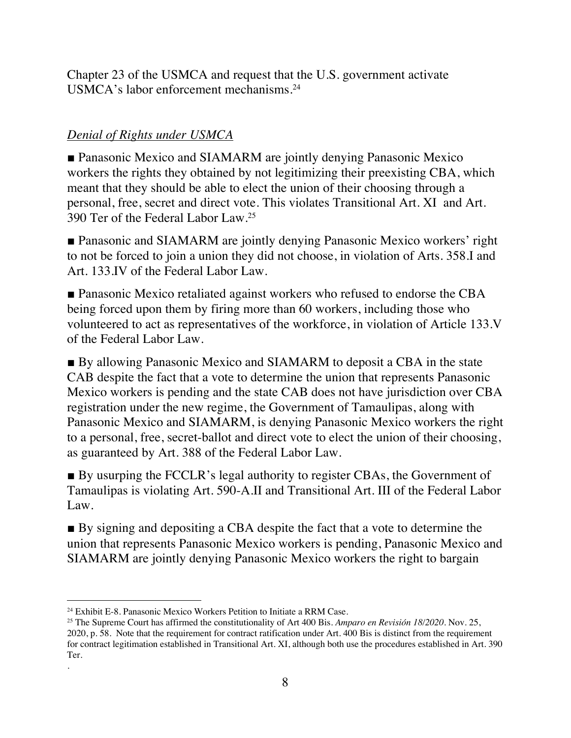Chapter 23 of the USMCA and request that the U.S. government activate USMCA's labor enforcement mechanisms.[24]

*Denial of Rights under USMCA*

■ Panasonic Mexico and SIAMARM are jointly denying Panasonic Mexico workers the rights they obtained by not legitimizing their preexisting CBA, which meant that they should be able to elect the union of their choosing through a personal, free, secret and direct vote. This violates Transitional Art. XI and Art. 390 Ter of the Federal Labor Law.[25]

■ Panasonic and SIAMARM are jointly denying Panasonic Mexico workers' right to not be forced to join a union they did not choose, in violation of Arts. 358.I and Art. 133.IV of the Federal Labor Law.

■ Panasonic Mexico retaliated against workers who refused to endorse the CBA being forced upon them by firing more than 60 workers, including those who volunteered to act as representatives of the workforce, in violation of Article 133.V of the Federal Labor Law.

■ By allowing Panasonic Mexico and SIAMARM to deposit a CBA in the state CAB despite the fact that a vote to determine the union that represents Panasonic Mexico workers is pending and the state CAB does not have jurisdiction over CBA registration under the new regime, the Government of Tamaulipas, along with Panasonic Mexico and SIAMARM, is denying Panasonic Mexico workers the right to a personal, free, secret-ballot and direct vote to elect the union of their choosing, as guaranteed by Art. 388 of the Federal Labor Law.

■ By usurping the FCCLR's legal authority to register CBAs, the Government of Tamaulipas is violating Art. 590-A.II and Transitional Art. III of the Federal Labor Law.

■ By signing and depositing a CBA despite the fact that a vote to determine the union that represents Panasonic Mexico workers is pending, Panasonic Mexico and SIAMARM are jointly denying Panasonic Mexico workers the right to bargain

---

[24] Exhibit E-8. Panasonic Mexico Workers Petition to Initiate a RRM Case.

[25] The Supreme Court has affirmed the constitutionality of Art 400 Bis. *Amparo en Revisión 18/2020*. Nov. 25, 2020, p. 58. Note that the requirement for contract ratification under Art. 400 Bis is distinct from the requirement for contract legitimation established in Transitional Art. XI, although both use the procedures established in Art. 390 Ter.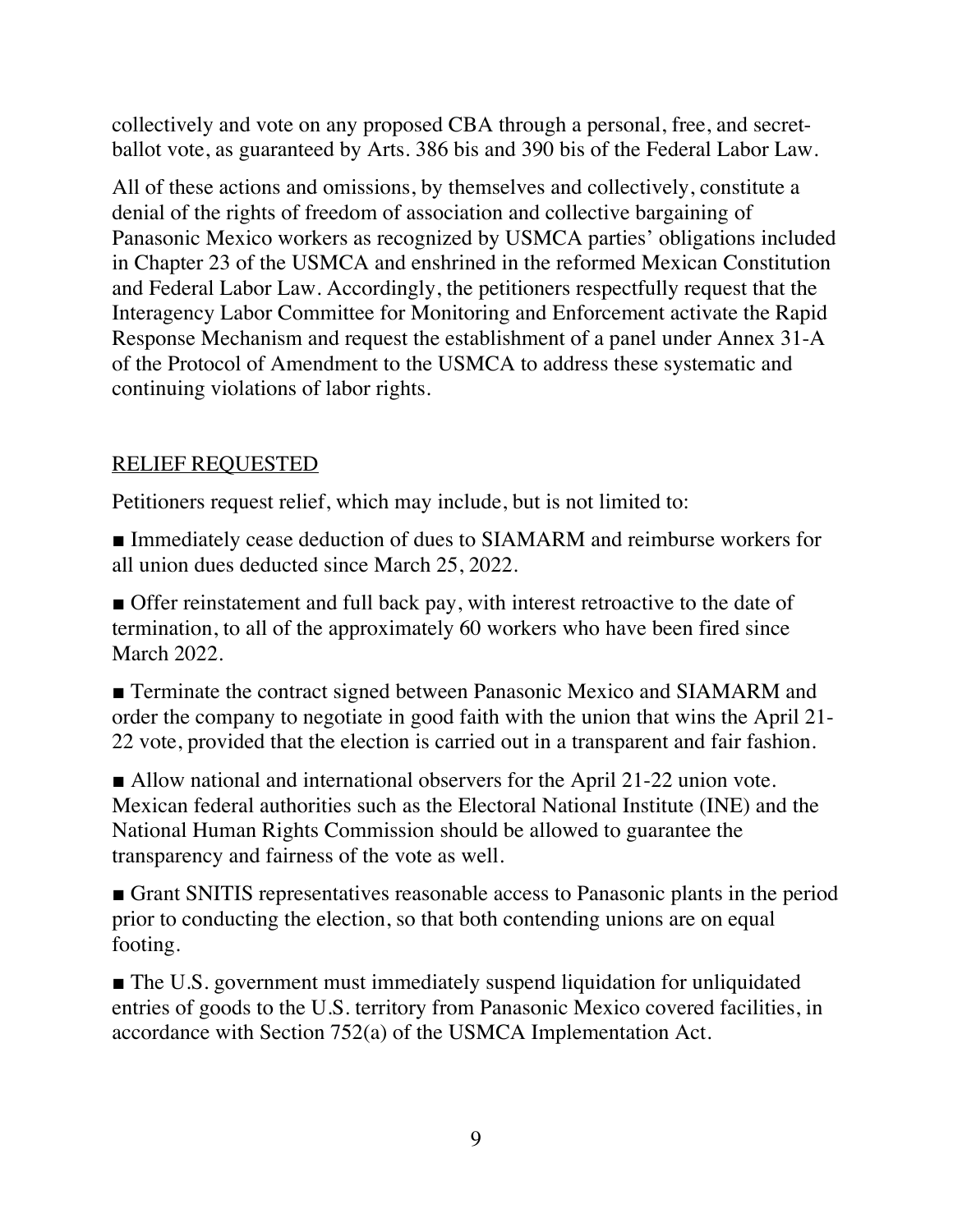collectively and vote on any proposed CBA through a personal, free, and secret-ballot vote, as guaranteed by Arts. 386 bis and 390 bis of the Federal Labor Law.

All of these actions and omissions, by themselves and collectively, constitute a denial of the rights of freedom of association and collective bargaining of Panasonic Mexico workers as recognized by USMCA parties' obligations included in Chapter 23 of the USMCA and enshrined in the reformed Mexican Constitution and Federal Labor Law. Accordingly, the petitioners respectfully request that the Interagency Labor Committee for Monitoring and Enforcement activate the Rapid Response Mechanism and request the establishment of a panel under Annex 31-A of the Protocol of Amendment to the USMCA to address these systematic and continuing violations of labor rights.

## RELIEF REQUESTED

Petitioners request relief, which may include, but is not limited to:

- Immediately cease deduction of dues to SIAMARM and reimburse workers for all union dues deducted since March 25, 2022.
- Offer reinstatement and full back pay, with interest retroactive to the date of termination, to all of the approximately 60 workers who have been fired since March 2022.
- Terminate the contract signed between Panasonic Mexico and SIAMARM and order the company to negotiate in good faith with the union that wins the April 21-22 vote, provided that the election is carried out in a transparent and fair fashion.
- Allow national and international observers for the April 21-22 union vote. Mexican federal authorities such as the Electoral National Institute (INE) and the National Human Rights Commission should be allowed to guarantee the transparency and fairness of the vote as well.
- Grant SNITIS representatives reasonable access to Panasonic plants in the period prior to conducting the election, so that both contending unions are on equal footing.
- The U.S. government must immediately suspend liquidation for unliquidated entries of goods to the U.S. territory from Panasonic Mexico covered facilities, in accordance with Section 752(a) of the USMCA Implementation Act.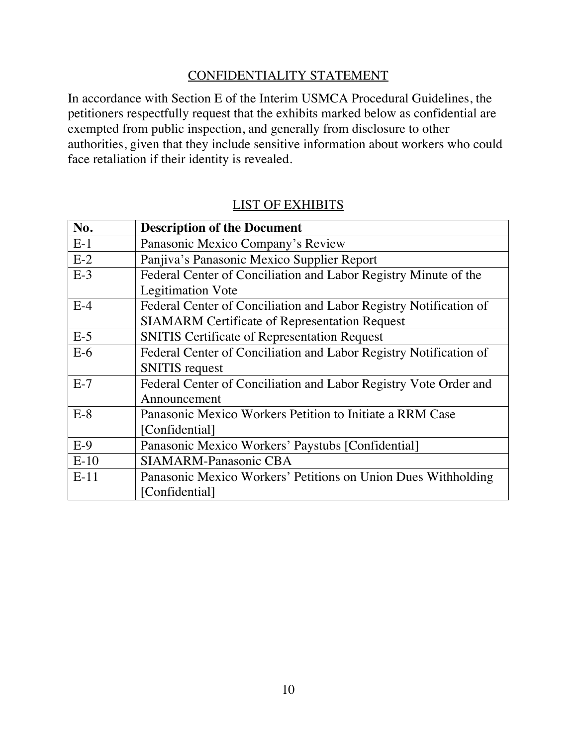## CONFIDENTIALITY STATEMENT

In accordance with Section E of the Interim USMCA Procedural Guidelines, the petitioners respectfully request that the exhibits marked below as confidential are exempted from public inspection, and generally from disclosure to other authorities, given that they include sensitive information about workers who could face retaliation if their identity is revealed.

## LIST OF EXHIBITS

| No. | Description of the Document |
|---|---|
| E-1 | Panasonic Mexico Company's Review |
| E-2 | Panjiva's Panasonic Mexico Supplier Report |
| E-3 | Federal Center of Conciliation and Labor Registry Minute of the Legitimation Vote |
| E-4 | Federal Center of Conciliation and Labor Registry Notification of SIAMARM Certificate of Representation Request |
| E-5 | SNITIS Certificate of Representation Request |
| E-6 | Federal Center of Conciliation and Labor Registry Notification of SNITIS request |
| E-7 | Federal Center of Conciliation and Labor Registry Vote Order and Announcement |
| E-8 | Panasonic Mexico Workers Petition to Initiate a RRM Case [Confidential] |
| E-9 | Panasonic Mexico Workers' Paystubs [Confidential] |
| E-10 | SIAMARM-Panasonic CBA |
| E-11 | Panasonic Mexico Workers' Petitions on Union Dues Withholding [Confidential] |